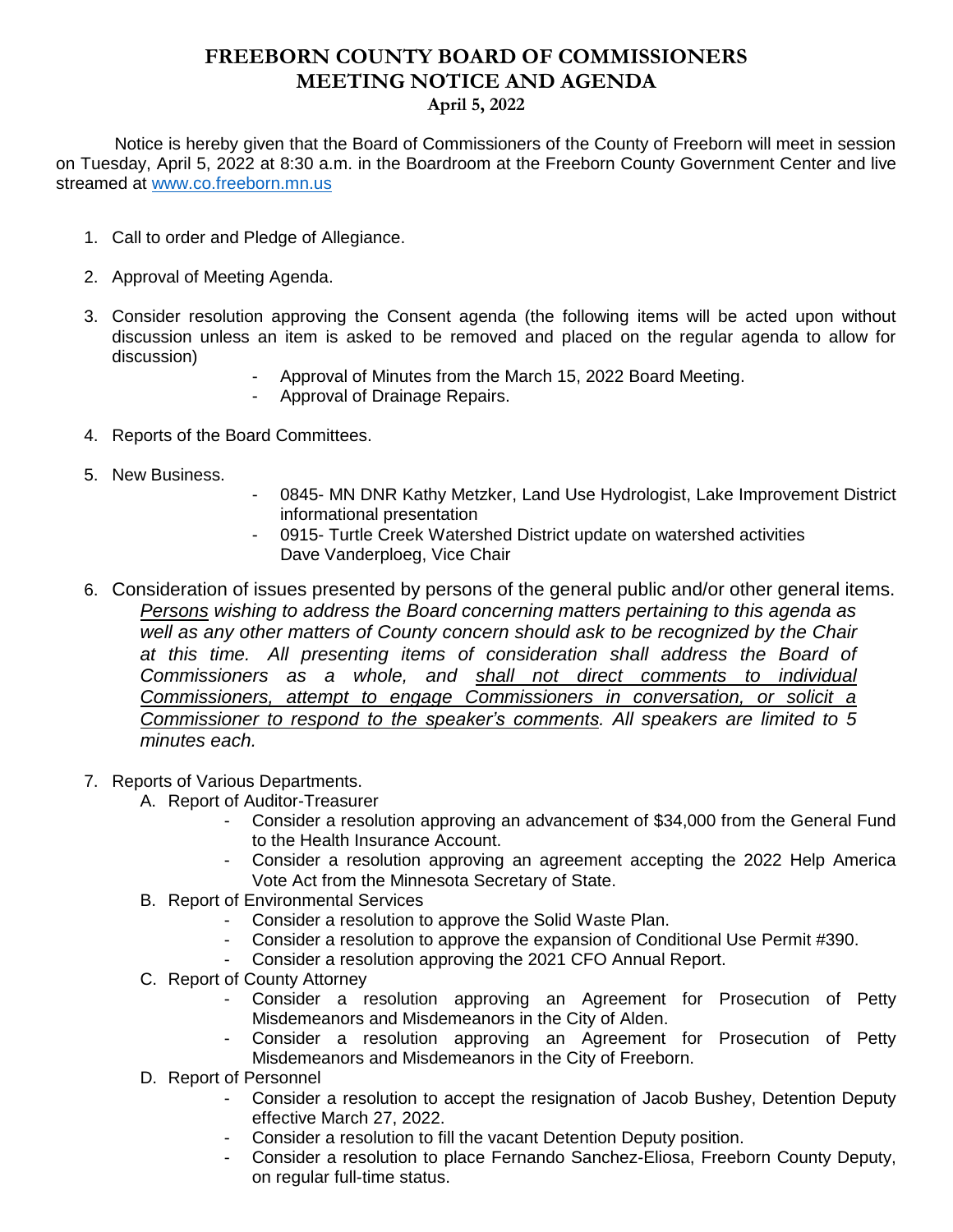# FREEBORN COUNTY BOARD OF COMMISSIONERS
# MEETING NOTICE AND AGENDA
## April 5, 2022

Notice is hereby given that the Board of Commissioners of the County of Freeborn will meet in session on Tuesday, April 5, 2022 at 8:30 a.m. in the Boardroom at the Freeborn County Government Center and live streamed at www.co.freeborn.mn.us

1. Call to order and Pledge of Allegiance.

2. Approval of Meeting Agenda.

3. Consider resolution approving the Consent agenda (the following items will be acted upon without discussion unless an item is asked to be removed and placed on the regular agenda to allow for discussion)
   - Approval of Minutes from the March 15, 2022 Board Meeting.
   - Approval of Drainage Repairs.

4. Reports of the Board Committees.

5. New Business.
   - 0845- MN DNR Kathy Metzker, Land Use Hydrologist, Lake Improvement District informational presentation
   - 0915- Turtle Creek Watershed District update on watershed activities Dave Vanderploeg, Vice Chair

6. Consideration of issues presented by persons of the general public and/or other general items. *Persons wishing to address the Board concerning matters pertaining to this agenda as well as any other matters of County concern should ask to be recognized by the Chair at this time. All presenting items of consideration shall address the Board of Commissioners as a whole, and shall not direct comments to individual Commissioners, attempt to engage Commissioners in conversation, or solicit a Commissioner to respond to the speaker's comments. All speakers are limited to 5 minutes each.*

7. Reports of Various Departments.
   A. Report of Auditor-Treasurer
      - Consider a resolution approving an advancement of $34,000 from the General Fund to the Health Insurance Account.
      - Consider a resolution approving an agreement accepting the 2022 Help America Vote Act from the Minnesota Secretary of State.

   B. Report of Environmental Services
      - Consider a resolution to approve the Solid Waste Plan.
      - Consider a resolution to approve the expansion of Conditional Use Permit #390.
      - Consider a resolution approving the 2021 CFO Annual Report.

   C. Report of County Attorney
      - Consider a resolution approving an Agreement for Prosecution of Petty Misdemeanors and Misdemeanors in the City of Alden.
      - Consider a resolution approving an Agreement for Prosecution of Petty Misdemeanors and Misdemeanors in the City of Freeborn.

   D. Report of Personnel
      - Consider a resolution to accept the resignation of Jacob Bushey, Detention Deputy effective March 27, 2022.
      - Consider a resolution to fill the vacant Detention Deputy position.
      - Consider a resolution to place Fernando Sanchez-Eliosa, Freeborn County Deputy, on regular full-time status.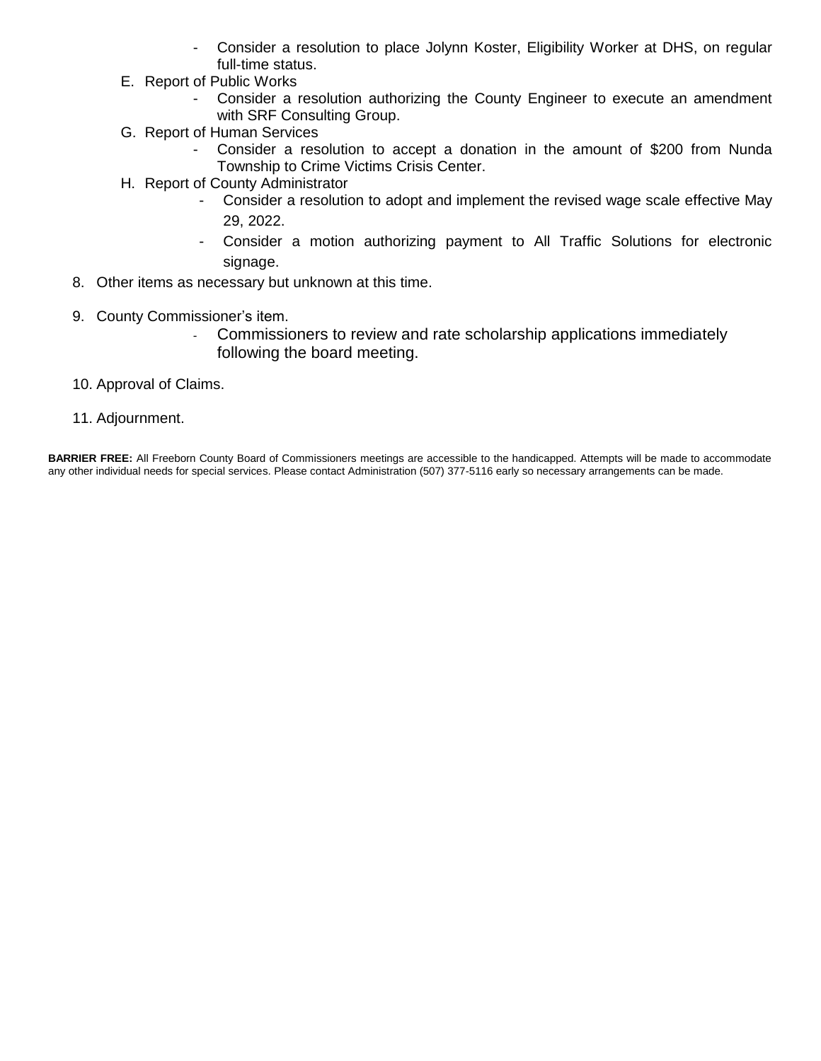- Consider a resolution to place Jolynn Koster, Eligibility Worker at DHS, on regular full-time status.

E. Report of Public Works
   - Consider a resolution authorizing the County Engineer to execute an amendment with SRF Consulting Group.

G. Report of Human Services
   - Consider a resolution to accept a donation in the amount of $200 from Nunda Township to Crime Victims Crisis Center.

H. Report of County Administrator
   - Consider a resolution to adopt and implement the revised wage scale effective May 29, 2022.
   - Consider a motion authorizing payment to All Traffic Solutions for electronic signage.

8. Other items as necessary but unknown at this time.

9. County Commissioner's item.
   - Commissioners to review and rate scholarship applications immediately following the board meeting.

10. Approval of Claims.

11. Adjournment.

**BARRIER FREE:** All Freeborn County Board of Commissioners meetings are accessible to the handicapped. Attempts will be made to accommodate any other individual needs for special services. Please contact Administration (507) 377-5116 early so necessary arrangements can be made.